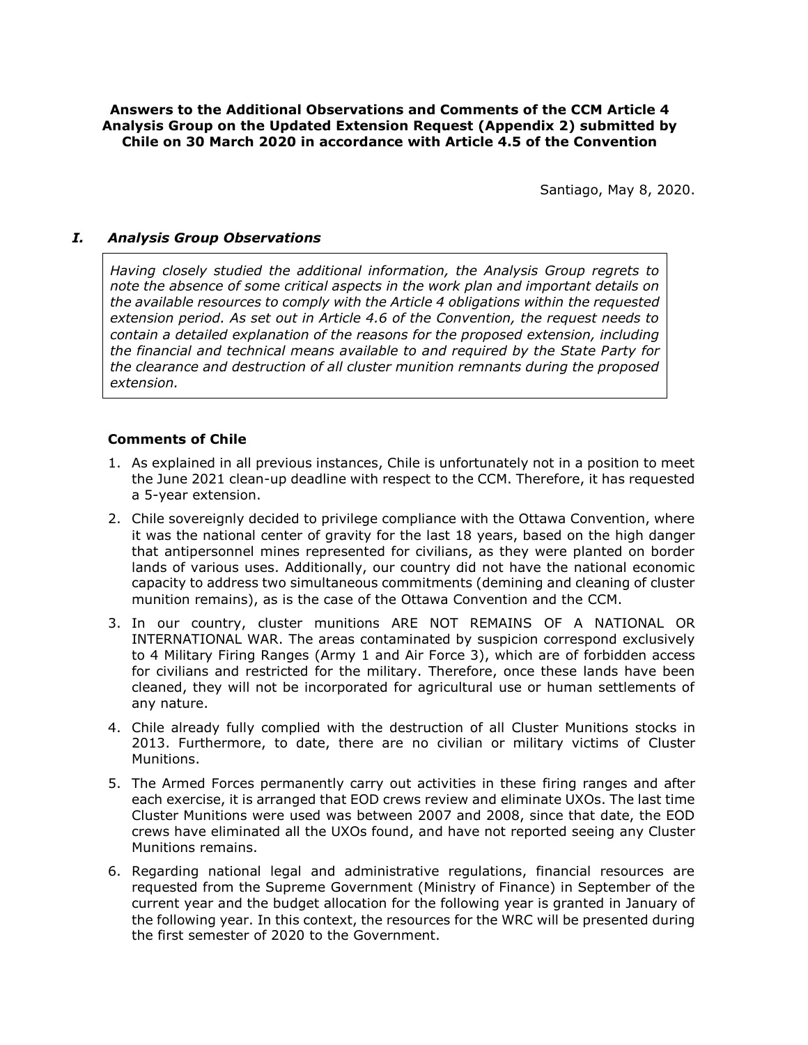**Answers to the Additional Observations and Comments of the CCM Article 4 Analysis Group on the Updated Extension Request (Appendix 2) submitted by Chile on 30 March 2020 in accordance with Article 4.5 of the Convention**

Santiago, May 8, 2020.

## *I. Analysis Group Observations*

*Having closely studied the additional information, the Analysis Group regrets to note the absence of some critical aspects in the work plan and important details on the available resources to comply with the Article 4 obligations within the requested extension period. As set out in Article 4.6 of the Convention, the request needs to contain a detailed explanation of the reasons for the proposed extension, including the financial and technical means available to and required by the State Party for the clearance and destruction of all cluster munition remnants during the proposed extension.*

### Comments of Chile

1. As explained in all previous instances, Chile is unfortunately not in a position to meet the June 2021 clean-up deadline with respect to the CCM. Therefore, it has requested a 5-year extension.
2. Chile sovereignly decided to privilege compliance with the Ottawa Convention, where it was the national center of gravity for the last 18 years, based on the high danger that antipersonnel mines represented for civilians, as they were planted on border lands of various uses. Additionally, our country did not have the national economic capacity to address two simultaneous commitments (demining and cleaning of cluster munition remains), as is the case of the Ottawa Convention and the CCM.
3. In our country, cluster munitions ARE NOT REMAINS OF A NATIONAL OR INTERNATIONAL WAR. The areas contaminated by suspicion correspond exclusively to 4 Military Firing Ranges (Army 1 and Air Force 3), which are of forbidden access for civilians and restricted for the military. Therefore, once these lands have been cleaned, they will not be incorporated for agricultural use or human settlements of any nature.
4. Chile already fully complied with the destruction of all Cluster Munitions stocks in 2013. Furthermore, to date, there are no civilian or military victims of Cluster Munitions.
5. The Armed Forces permanently carry out activities in these firing ranges and after each exercise, it is arranged that EOD crews review and eliminate UXOs. The last time Cluster Munitions were used was between 2007 and 2008, since that date, the EOD crews have eliminated all the UXOs found, and have not reported seeing any Cluster Munitions remains.
6. Regarding national legal and administrative regulations, financial resources are requested from the Supreme Government (Ministry of Finance) in September of the current year and the budget allocation for the following year is granted in January of the following year. In this context, the resources for the WRC will be presented during the first semester of 2020 to the Government.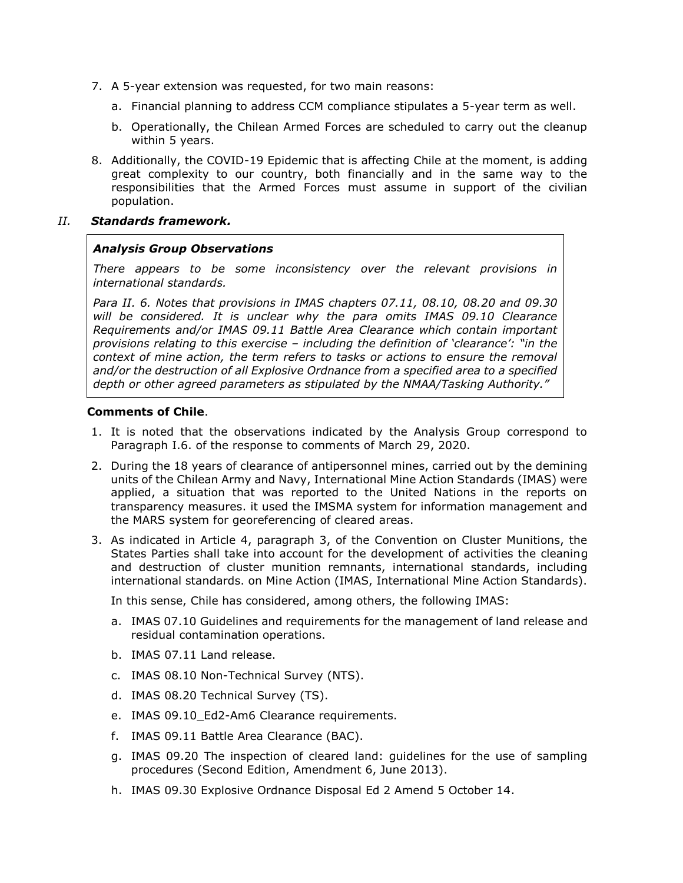7. A 5-year extension was requested, for two main reasons:
   a. Financial planning to address CCM compliance stipulates a 5-year term as well.
   b. Operationally, the Chilean Armed Forces are scheduled to carry out the cleanup within 5 years.
8. Additionally, the COVID-19 Epidemic that is affecting Chile at the moment, is adding great complexity to our country, both financially and in the same way to the responsibilities that the Armed Forces must assume in support of the civilian population.

## *II. Standards framework.*

> ***Analysis Group Observations***
>
> *There appears to be some inconsistency over the relevant provisions in international standards.*
>
> *Para II. 6. Notes that provisions in IMAS chapters 07.11, 08.10, 08.20 and 09.30 will be considered. It is unclear why the para omits IMAS 09.10 Clearance Requirements and/or IMAS 09.11 Battle Area Clearance which contain important provisions relating to this exercise – including the definition of 'clearance': "in the context of mine action, the term refers to tasks or actions to ensure the removal and/or the destruction of all Explosive Ordnance from a specified area to a specified depth or other agreed parameters as stipulated by the NMAA/Tasking Authority."*

**Comments of Chile**.

1. It is noted that the observations indicated by the Analysis Group correspond to Paragraph I.6. of the response to comments of March 29, 2020.
2. During the 18 years of clearance of antipersonnel mines, carried out by the demining units of the Chilean Army and Navy, International Mine Action Standards (IMAS) were applied, a situation that was reported to the United Nations in the reports on transparency measures. it used the IMSMA system for information management and the MARS system for georeferencing of cleared areas.
3. As indicated in Article 4, paragraph 3, of the Convention on Cluster Munitions, the States Parties shall take into account for the development of activities the cleaning and destruction of cluster munition remnants, international standards, including international standards. on Mine Action (IMAS, International Mine Action Standards).

   In this sense, Chile has considered, among others, the following IMAS:

   a. IMAS 07.10 Guidelines and requirements for the management of land release and residual contamination operations.
   b. IMAS 07.11 Land release.
   c. IMAS 08.10 Non-Technical Survey (NTS).
   d. IMAS 08.20 Technical Survey (TS).
   e. IMAS 09.10_Ed2-Am6 Clearance requirements.
   f. IMAS 09.11 Battle Area Clearance (BAC).
   g. IMAS 09.20 The inspection of cleared land: guidelines for the use of sampling procedures (Second Edition, Amendment 6, June 2013).
   h. IMAS 09.30 Explosive Ordnance Disposal Ed 2 Amend 5 October 14.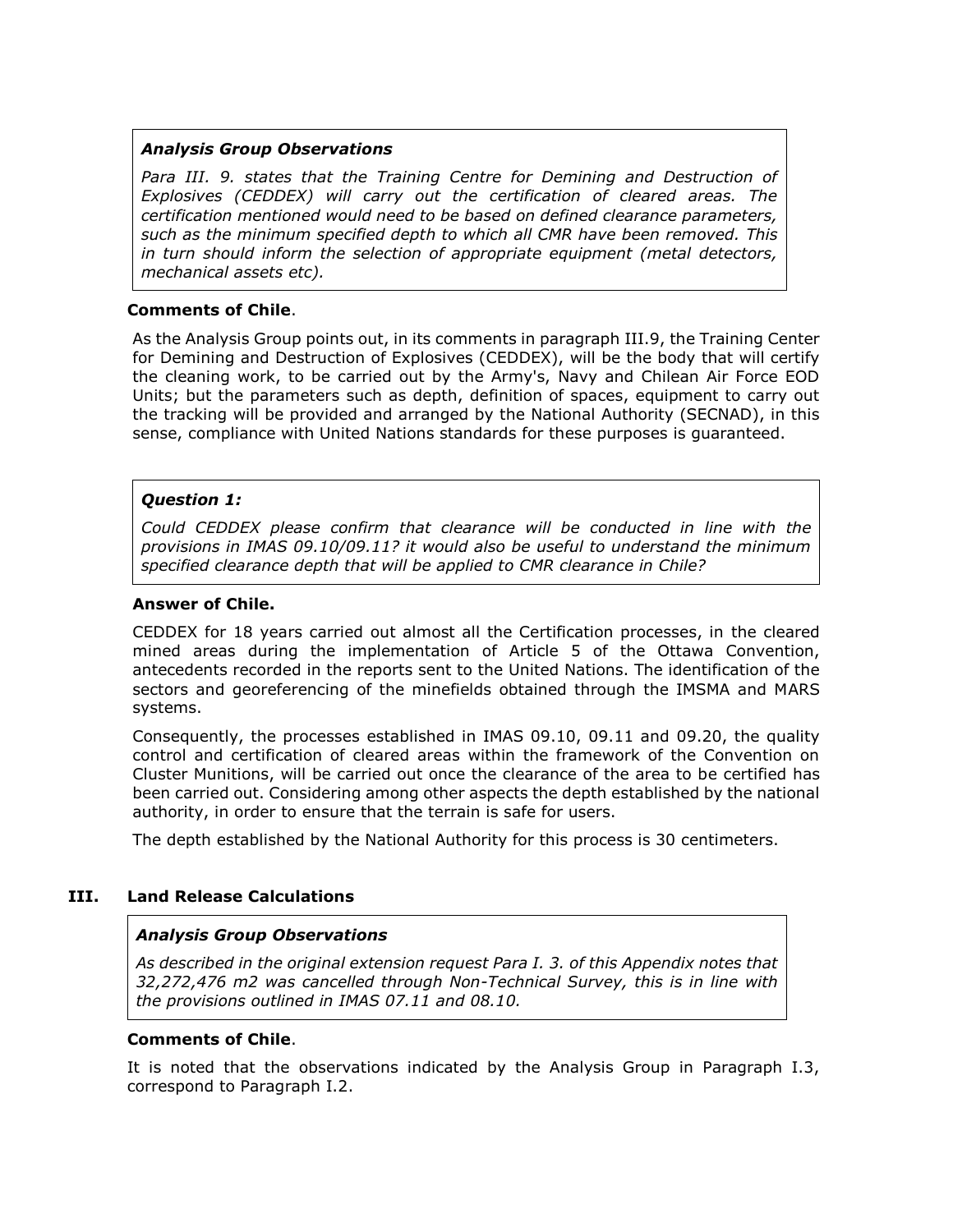*Analysis Group Observations*

*Para III. 9. states that the Training Centre for Demining and Destruction of Explosives (CEDDEX) will carry out the certification of cleared areas. The certification mentioned would need to be based on defined clearance parameters, such as the minimum specified depth to which all CMR have been removed. This in turn should inform the selection of appropriate equipment (metal detectors, mechanical assets etc).*

**Comments of Chile**.

As the Analysis Group points out, in its comments in paragraph III.9, the Training Center for Demining and Destruction of Explosives (CEDDEX), will be the body that will certify the cleaning work, to be carried out by the Army's, Navy and Chilean Air Force EOD Units; but the parameters such as depth, definition of spaces, equipment to carry out the tracking will be provided and arranged by the National Authority (SECNAD), in this sense, compliance with United Nations standards for these purposes is guaranteed.

***Question 1:***

*Could CEDDEX please confirm that clearance will be conducted in line with the provisions in IMAS 09.10/09.11? it would also be useful to understand the minimum specified clearance depth that will be applied to CMR clearance in Chile?*

**Answer of Chile.**

CEDDEX for 18 years carried out almost all the Certification processes, in the cleared mined areas during the implementation of Article 5 of the Ottawa Convention, antecedents recorded in the reports sent to the United Nations. The identification of the sectors and georeferencing of the minefields obtained through the IMSMA and MARS systems.

Consequently, the processes established in IMAS 09.10, 09.11 and 09.20, the quality control and certification of cleared areas within the framework of the Convention on Cluster Munitions, will be carried out once the clearance of the area to be certified has been carried out. Considering among other aspects the depth established by the national authority, in order to ensure that the terrain is safe for users.

The depth established by the National Authority for this process is 30 centimeters.

## III. Land Release Calculations

*Analysis Group Observations*

*As described in the original extension request Para I. 3. of this Appendix notes that 32,272,476 m2 was cancelled through Non-Technical Survey, this is in line with the provisions outlined in IMAS 07.11 and 08.10.*

**Comments of Chile**.

It is noted that the observations indicated by the Analysis Group in Paragraph I.3, correspond to Paragraph I.2.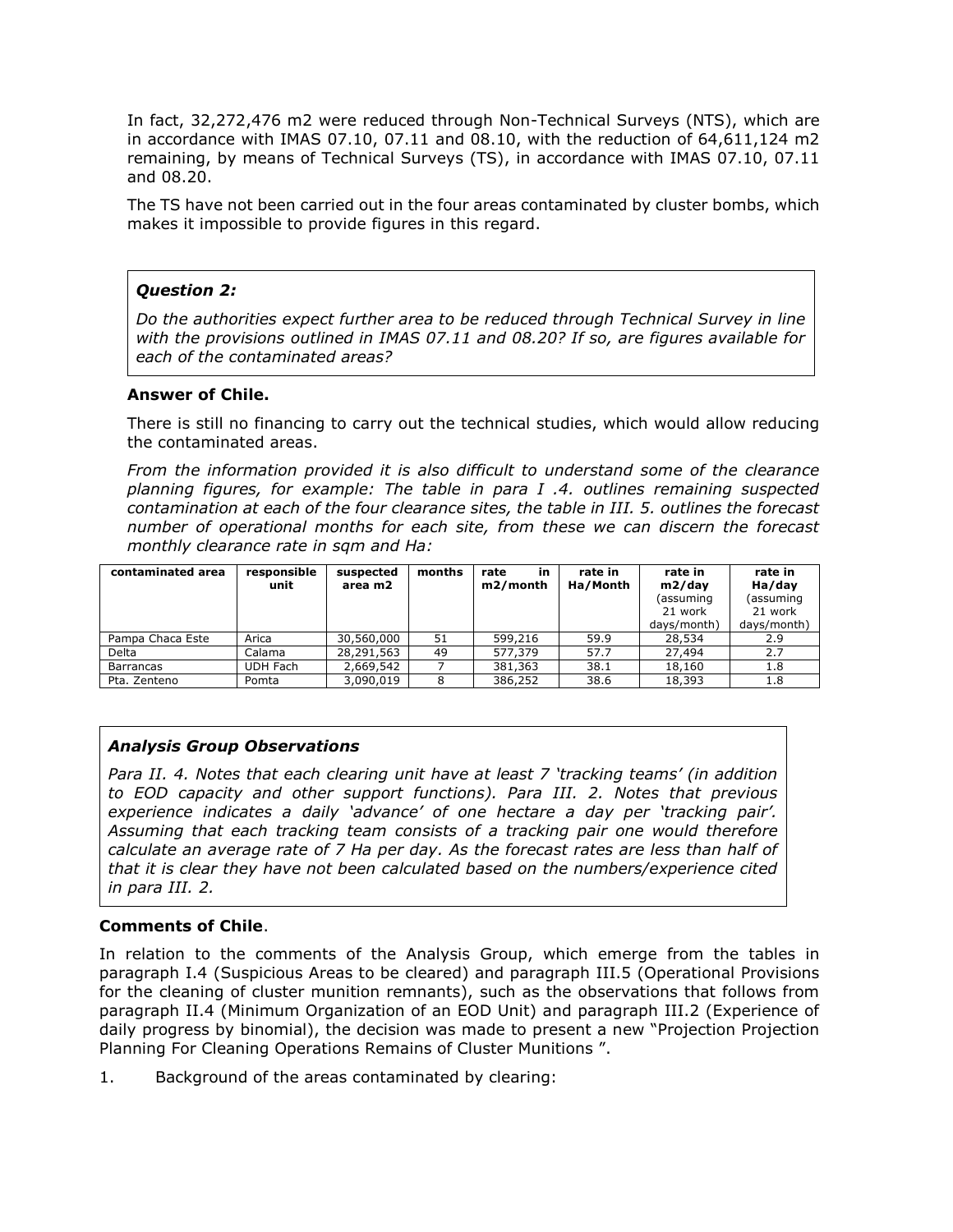In fact, 32,272,476 m2 were reduced through Non-Technical Surveys (NTS), which are in accordance with IMAS 07.10, 07.11 and 08.10, with the reduction of 64,611,124 m2 remaining, by means of Technical Surveys (TS), in accordance with IMAS 07.10, 07.11 and 08.20.

The TS have not been carried out in the four areas contaminated by cluster bombs, which makes it impossible to provide figures in this regard.

> ***Question 2:***
>
> *Do the authorities expect further area to be reduced through Technical Survey in line with the provisions outlined in IMAS 07.11 and 08.20? If so, are figures available for each of the contaminated areas?*

**Answer of Chile.**

There is still no financing to carry out the technical studies, which would allow reducing the contaminated areas.

*From the information provided it is also difficult to understand some of the clearance planning figures, for example: The table in para I .4. outlines remaining suspected contamination at each of the four clearance sites, the table in III. 5. outlines the forecast number of operational months for each site, from these we can discern the forecast monthly clearance rate in sqm and Ha:*

| contaminated area | responsible unit | suspected area m2 | months | rate in m2/month | rate in Ha/Month | rate in m2/day (assuming 21 work days/month) | rate in Ha/day (assuming 21 work days/month) |
|---|---|---|---|---|---|---|---|
| Pampa Chaca Este | Arica | 30,560,000 | 51 | 599,216 | 59.9 | 28,534 | 2.9 |
| Delta | Calama | 28,291,563 | 49 | 577,379 | 57.7 | 27,494 | 2.7 |
| Barrancas | UDH Fach | 2,669,542 | 7 | 381,363 | 38.1 | 18,160 | 1.8 |
| Pta. Zenteno | Pomta | 3,090,019 | 8 | 386,252 | 38.6 | 18,393 | 1.8 |

> ***Analysis Group Observations***
>
> *Para II. 4. Notes that each clearing unit have at least 7 'tracking teams' (in addition to EOD capacity and other support functions). Para III. 2. Notes that previous experience indicates a daily 'advance' of one hectare a day per 'tracking pair'. Assuming that each tracking team consists of a tracking pair one would therefore calculate an average rate of 7 Ha per day. As the forecast rates are less than half of that it is clear they have not been calculated based on the numbers/experience cited in para III. 2.*

**Comments of Chile**.

In relation to the comments of the Analysis Group, which emerge from the tables in paragraph I.4 (Suspicious Areas to be cleared) and paragraph III.5 (Operational Provisions for the cleaning of cluster munition remnants), such as the observations that follows from paragraph II.4 (Minimum Organization of an EOD Unit) and paragraph III.2 (Experience of daily progress by binomial), the decision was made to present a new "Projection Projection Planning For Cleaning Operations Remains of Cluster Munitions ".

1. Background of the areas contaminated by clearing: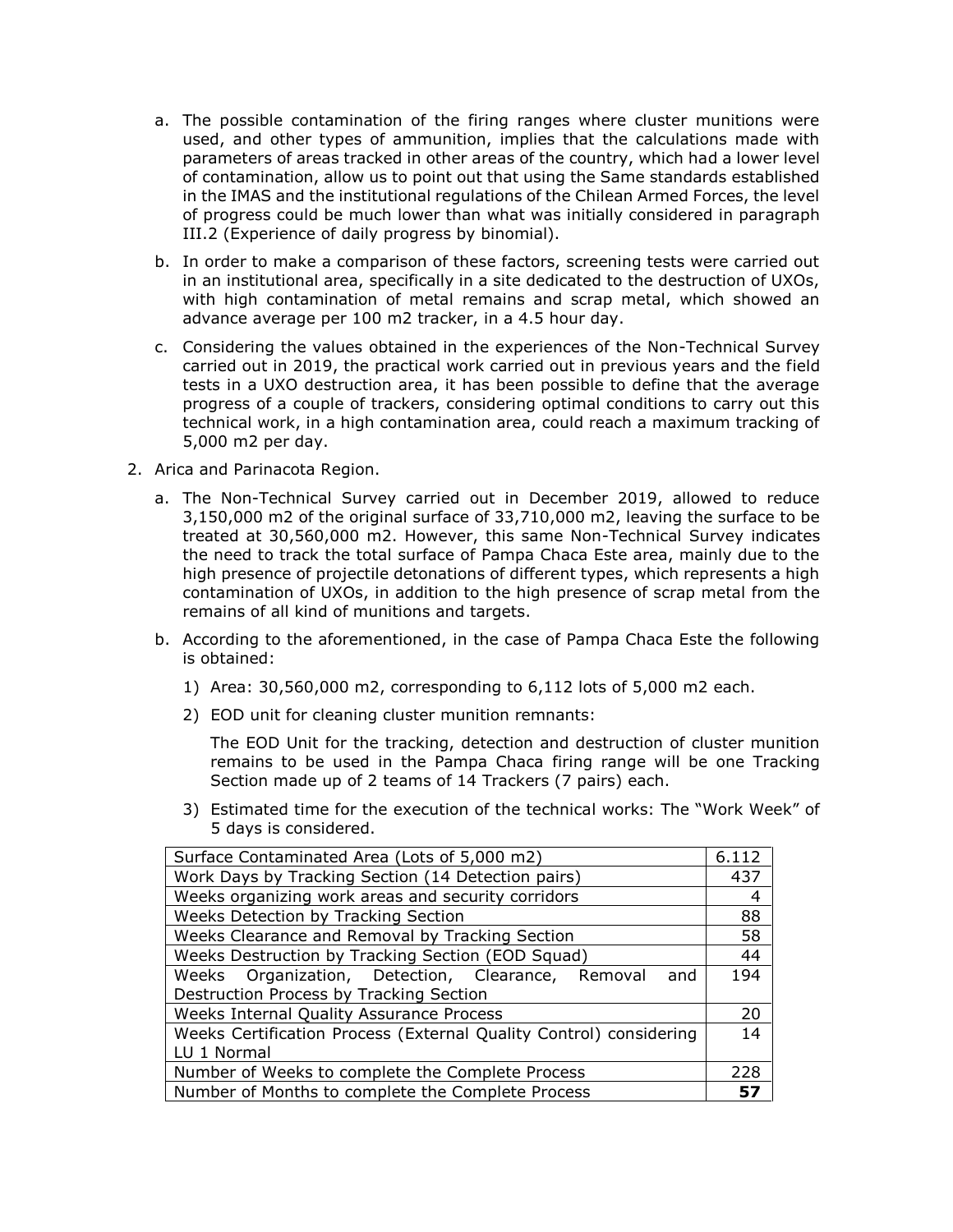a. The possible contamination of the firing ranges where cluster munitions were used, and other types of ammunition, implies that the calculations made with parameters of areas tracked in other areas of the country, which had a lower level of contamination, allow us to point out that using the Same standards established in the IMAS and the institutional regulations of the Chilean Armed Forces, the level of progress could be much lower than what was initially considered in paragraph III.2 (Experience of daily progress by binomial).

b. In order to make a comparison of these factors, screening tests were carried out in an institutional area, specifically in a site dedicated to the destruction of UXOs, with high contamination of metal remains and scrap metal, which showed an advance average per 100 m2 tracker, in a 4.5 hour day.

c. Considering the values obtained in the experiences of the Non-Technical Survey carried out in 2019, the practical work carried out in previous years and the field tests in a UXO destruction area, it has been possible to define that the average progress of a couple of trackers, considering optimal conditions to carry out this technical work, in a high contamination area, could reach a maximum tracking of 5,000 m2 per day.

2. Arica and Parinacota Region.

   a. The Non-Technical Survey carried out in December 2019, allowed to reduce 3,150,000 m2 of the original surface of 33,710,000 m2, leaving the surface to be treated at 30,560,000 m2. However, this same Non-Technical Survey indicates the need to track the total surface of Pampa Chaca Este area, mainly due to the high presence of projectile detonations of different types, which represents a high contamination of UXOs, in addition to the high presence of scrap metal from the remains of all kind of munitions and targets.

   b. According to the aforementioned, in the case of Pampa Chaca Este the following is obtained:

      1) Area: 30,560,000 m2, corresponding to 6,112 lots of 5,000 m2 each.

      2) EOD unit for cleaning cluster munition remnants:

         The EOD Unit for the tracking, detection and destruction of cluster munition remains to be used in the Pampa Chaca firing range will be one Tracking Section made up of 2 teams of 14 Trackers (7 pairs) each.

      3) Estimated time for the execution of the technical works: The "Work Week" of 5 days is considered.

| Surface Contaminated Area (Lots of 5,000 m2) | 6.112 |
|---|---|
| Work Days by Tracking Section (14 Detection pairs) | 437 |
| Weeks organizing work areas and security corridors | 4 |
| Weeks Detection by Tracking Section | 88 |
| Weeks Clearance and Removal by Tracking Section | 58 |
| Weeks Destruction by Tracking Section (EOD Squad) | 44 |
| Weeks Organization, Detection, Clearance, Removal and Destruction Process by Tracking Section | 194 |
| Weeks Internal Quality Assurance Process | 20 |
| Weeks Certification Process (External Quality Control) considering LU 1 Normal | 14 |
| Number of Weeks to complete the Complete Process | 228 |
| Number of Months to complete the Complete Process | **57** |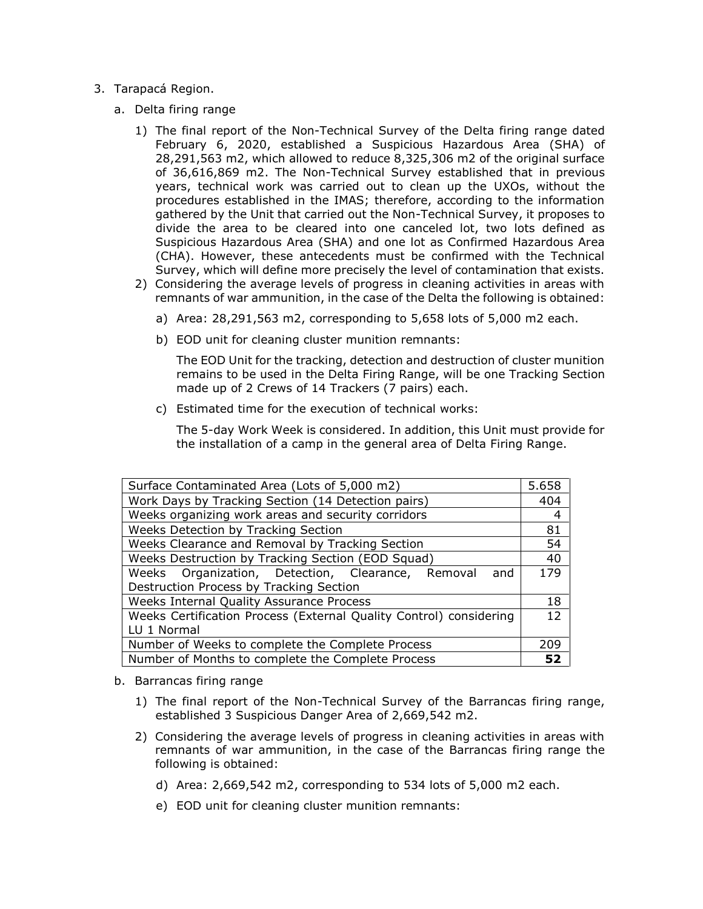3. Tarapacá Region.

   a. Delta firing range

      1) The final report of the Non-Technical Survey of the Delta firing range dated February 6, 2020, established a Suspicious Hazardous Area (SHA) of 28,291,563 m2, which allowed to reduce 8,325,306 m2 of the original surface of 36,616,869 m2. The Non-Technical Survey established that in previous years, technical work was carried out to clean up the UXOs, without the procedures established in the IMAS; therefore, according to the information gathered by the Unit that carried out the Non-Technical Survey, it proposes to divide the area to be cleared into one canceled lot, two lots defined as Suspicious Hazardous Area (SHA) and one lot as Confirmed Hazardous Area (CHA). However, these antecedents must be confirmed with the Technical Survey, which will define more precisely the level of contamination that exists.

      2) Considering the average levels of progress in cleaning activities in areas with remnants of war ammunition, in the case of the Delta the following is obtained:

         a) Area: 28,291,563 m2, corresponding to 5,658 lots of 5,000 m2 each.

         b) EOD unit for cleaning cluster munition remnants:

            The EOD Unit for the tracking, detection and destruction of cluster munition remains to be used in the Delta Firing Range, will be one Tracking Section made up of 2 Crews of 14 Trackers (7 pairs) each.

         c) Estimated time for the execution of technical works:

            The 5-day Work Week is considered. In addition, this Unit must provide for the installation of a camp in the general area of Delta Firing Range.

| Surface Contaminated Area (Lots of 5,000 m2) | 5.658 |
|---|---|
| Work Days by Tracking Section (14 Detection pairs) | 404 |
| Weeks organizing work areas and security corridors | 4 |
| Weeks Detection by Tracking Section | 81 |
| Weeks Clearance and Removal by Tracking Section | 54 |
| Weeks Destruction by Tracking Section (EOD Squad) | 40 |
| Weeks Organization, Detection, Clearance, Removal and Destruction Process by Tracking Section | 179 |
| Weeks Internal Quality Assurance Process | 18 |
| Weeks Certification Process (External Quality Control) considering LU 1 Normal | 12 |
| Number of Weeks to complete the Complete Process | 209 |
| Number of Months to complete the Complete Process | **52** |

   b. Barrancas firing range

      1) The final report of the Non-Technical Survey of the Barrancas firing range, established 3 Suspicious Danger Area of 2,669,542 m2.

      2) Considering the average levels of progress in cleaning activities in areas with remnants of war ammunition, in the case of the Barrancas firing range the following is obtained:

         d) Area: 2,669,542 m2, corresponding to 534 lots of 5,000 m2 each.

         e) EOD unit for cleaning cluster munition remnants: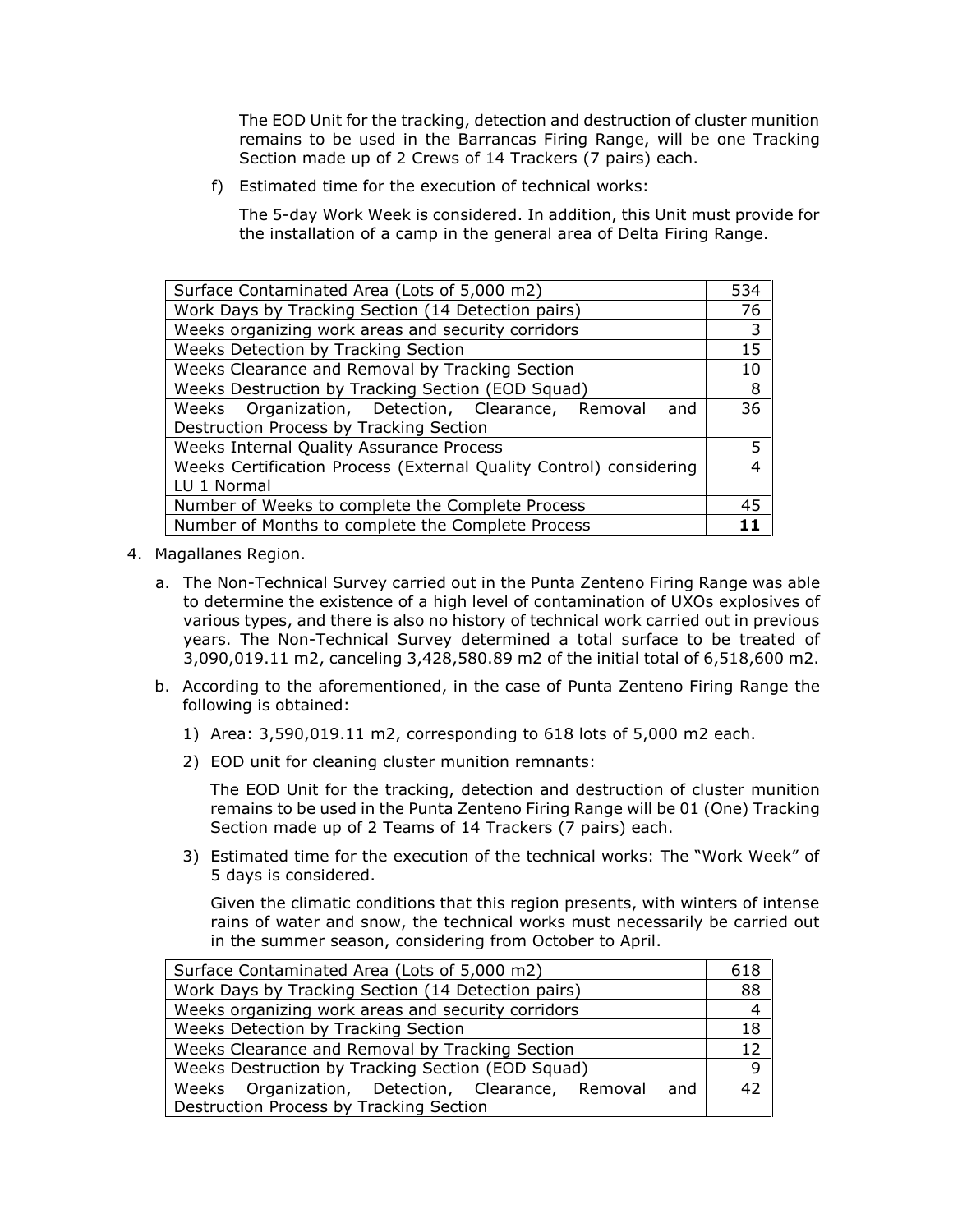The EOD Unit for the tracking, detection and destruction of cluster munition remains to be used in the Barrancas Firing Range, will be one Tracking Section made up of 2 Crews of 14 Trackers (7 pairs) each.

f) Estimated time for the execution of technical works:

The 5-day Work Week is considered. In addition, this Unit must provide for the installation of a camp in the general area of Delta Firing Range.

| | |
|---|---:|
| Surface Contaminated Area (Lots of 5,000 m2) | 534 |
| Work Days by Tracking Section (14 Detection pairs) | 76 |
| Weeks organizing work areas and security corridors | 3 |
| Weeks Detection by Tracking Section | 15 |
| Weeks Clearance and Removal by Tracking Section | 10 |
| Weeks Destruction by Tracking Section (EOD Squad) | 8 |
| Weeks Organization, Detection, Clearance, Removal and Destruction Process by Tracking Section | 36 |
| Weeks Internal Quality Assurance Process | 5 |
| Weeks Certification Process (External Quality Control) considering LU 1 Normal | 4 |
| Number of Weeks to complete the Complete Process | 45 |
| Number of Months to complete the Complete Process | **11** |

4. Magallanes Region.

   a. The Non-Technical Survey carried out in the Punta Zenteno Firing Range was able to determine the existence of a high level of contamination of UXOs explosives of various types, and there is also no history of technical work carried out in previous years. The Non-Technical Survey determined a total surface to be treated of 3,090,019.11 m2, canceling 3,428,580.89 m2 of the initial total of 6,518,600 m2.

   b. According to the aforementioned, in the case of Punta Zenteno Firing Range the following is obtained:

      1) Area: 3,590,019.11 m2, corresponding to 618 lots of 5,000 m2 each.

      2) EOD unit for cleaning cluster munition remnants:

      The EOD Unit for the tracking, detection and destruction of cluster munition remains to be used in the Punta Zenteno Firing Range will be 01 (One) Tracking Section made up of 2 Teams of 14 Trackers (7 pairs) each.

      3) Estimated time for the execution of the technical works: The "Work Week" of 5 days is considered.

      Given the climatic conditions that this region presents, with winters of intense rains of water and snow, the technical works must necessarily be carried out in the summer season, considering from October to April.

| | |
|---|---:|
| Surface Contaminated Area (Lots of 5,000 m2) | 618 |
| Work Days by Tracking Section (14 Detection pairs) | 88 |
| Weeks organizing work areas and security corridors | 4 |
| Weeks Detection by Tracking Section | 18 |
| Weeks Clearance and Removal by Tracking Section | 12 |
| Weeks Destruction by Tracking Section (EOD Squad) | 9 |
| Weeks Organization, Detection, Clearance, Removal and Destruction Process by Tracking Section | 42 |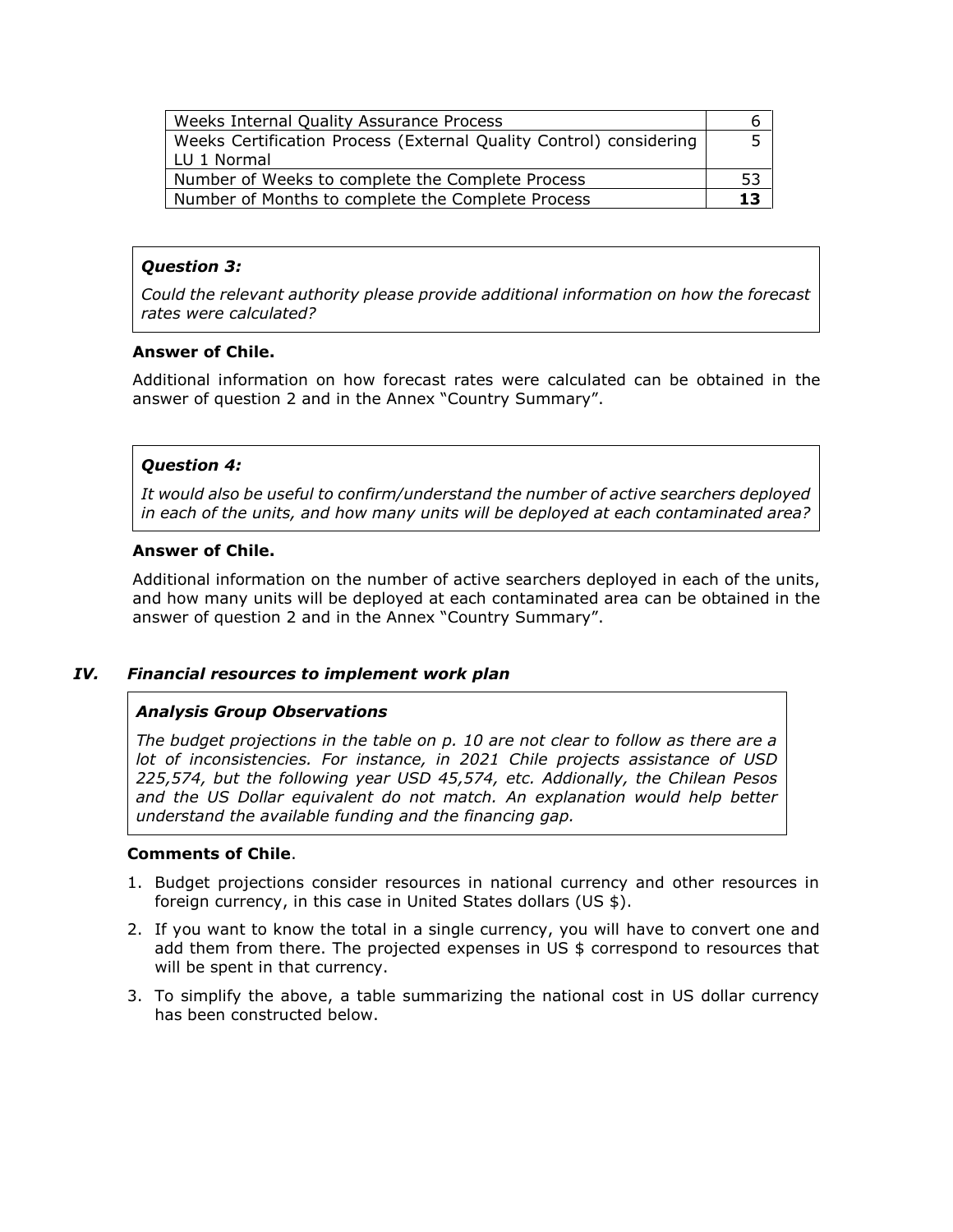| Weeks Internal Quality Assurance Process | 6 |
|---|---|
| Weeks Certification Process (External Quality Control) considering LU 1 Normal | 5 |
| Number of Weeks to complete the Complete Process | 53 |
| Number of Months to complete the Complete Process | **13** |

***Question 3:***

*Could the relevant authority please provide additional information on how the forecast rates were calculated?*

**Answer of Chile.**

Additional information on how forecast rates were calculated can be obtained in the answer of question 2 and in the Annex "Country Summary".

***Question 4:***

*It would also be useful to confirm/understand the number of active searchers deployed in each of the units, and how many units will be deployed at each contaminated area?*

**Answer of Chile.**

Additional information on the number of active searchers deployed in each of the units, and how many units will be deployed at each contaminated area can be obtained in the answer of question 2 and in the Annex "Country Summary".

## *IV. Financial resources to implement work plan*

***Analysis Group Observations***

*The budget projections in the table on p. 10 are not clear to follow as there are a lot of inconsistencies. For instance, in 2021 Chile projects assistance of USD 225,574, but the following year USD 45,574, etc. Addionally, the Chilean Pesos and the US Dollar equivalent do not match. An explanation would help better understand the available funding and the financing gap.*

**Comments of Chile**.

1. Budget projections consider resources in national currency and other resources in foreign currency, in this case in United States dollars (US $).
2. If you want to know the total in a single currency, you will have to convert one and add them from there. The projected expenses in US $ correspond to resources that will be spent in that currency.
3. To simplify the above, a table summarizing the national cost in US dollar currency has been constructed below.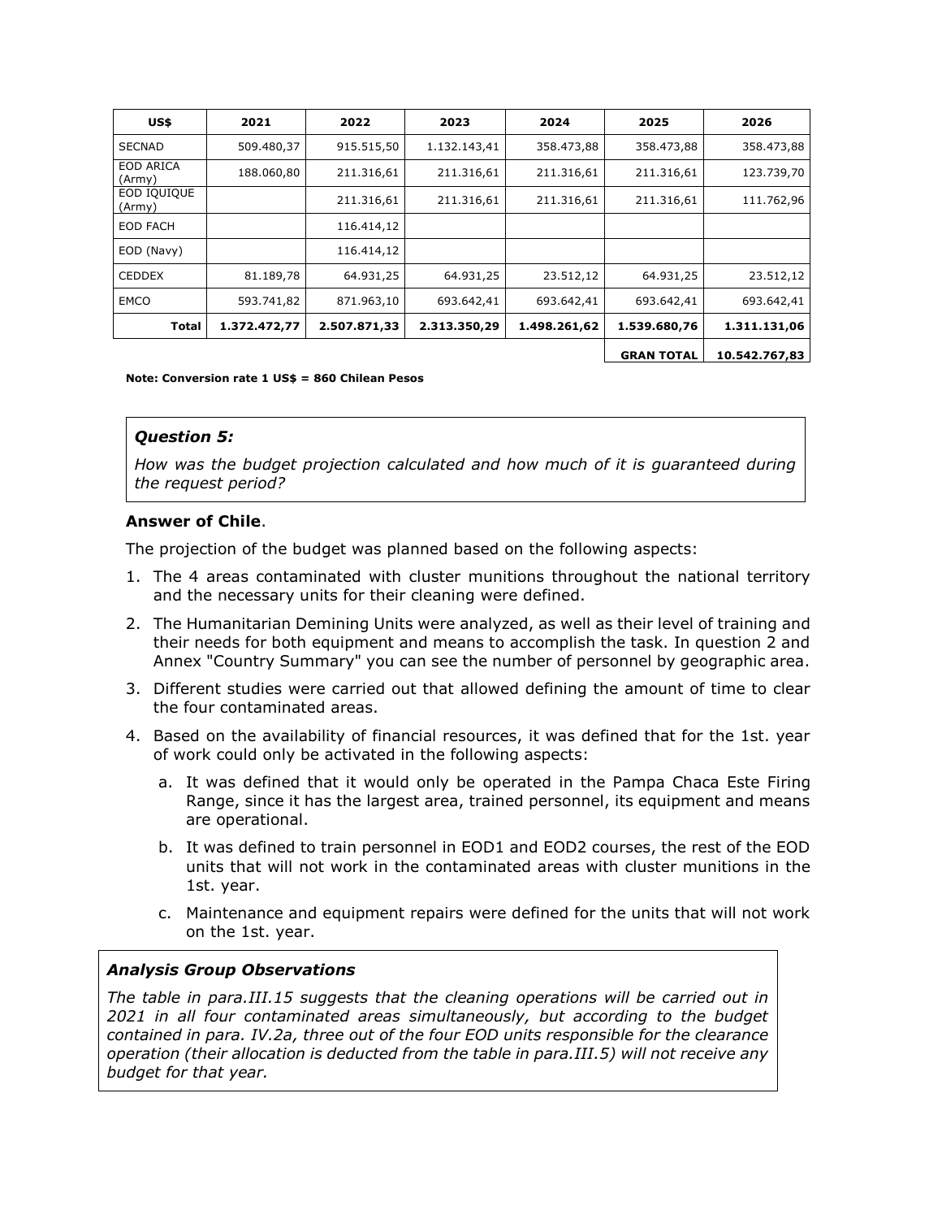| US$ | 2021 | 2022 | 2023 | 2024 | 2025 | 2026 |
|---|---|---|---|---|---|---|
| SECNAD | 509.480,37 | 915.515,50 | 1.132.143,41 | 358.473,88 | 358.473,88 | 358.473,88 |
| EOD ARICA (Army) | 188.060,80 | 211.316,61 | 211.316,61 | 211.316,61 | 211.316,61 | 123.739,70 |
| EOD IQUIQUE (Army) | | 211.316,61 | 211.316,61 | 211.316,61 | 211.316,61 | 111.762,96 |
| EOD FACH | | 116.414,12 | | | | |
| EOD (Navy) | | 116.414,12 | | | | |
| CEDDEX | 81.189,78 | 64.931,25 | 64.931,25 | 23.512,12 | 64.931,25 | 23.512,12 |
| EMCO | 593.741,82 | 871.963,10 | 693.642,41 | 693.642,41 | 693.642,41 | 693.642,41 |
| **Total** | **1.372.472,77** | **2.507.871,33** | **2.313.350,29** | **1.498.261,62** | **1.539.680,76** | **1.311.131,06** |
| | | | | | **GRAN TOTAL** | **10.542.767,83** |

**Note: Conversion rate 1 US$ = 860 Chilean Pesos**

***Question 5:***

*How was the budget projection calculated and how much of it is guaranteed during the request period?*

**Answer of Chile**.

The projection of the budget was planned based on the following aspects:

1. The 4 areas contaminated with cluster munitions throughout the national territory and the necessary units for their cleaning were defined.
2. The Humanitarian Demining Units were analyzed, as well as their level of training and their needs for both equipment and means to accomplish the task. In question 2 and Annex "Country Summary" you can see the number of personnel by geographic area.
3. Different studies were carried out that allowed defining the amount of time to clear the four contaminated areas.
4. Based on the availability of financial resources, it was defined that for the 1st. year of work could only be activated in the following aspects:
   a. It was defined that it would only be operated in the Pampa Chaca Este Firing Range, since it has the largest area, trained personnel, its equipment and means are operational.
   b. It was defined to train personnel in EOD1 and EOD2 courses, the rest of the EOD units that will not work in the contaminated areas with cluster munitions in the 1st. year.
   c. Maintenance and equipment repairs were defined for the units that will not work on the 1st. year.

***Analysis Group Observations***

*The table in para.III.15 suggests that the cleaning operations will be carried out in 2021 in all four contaminated areas simultaneously, but according to the budget contained in para. IV.2a, three out of the four EOD units responsible for the clearance operation (their allocation is deducted from the table in para.III.5) will not receive any budget for that year.*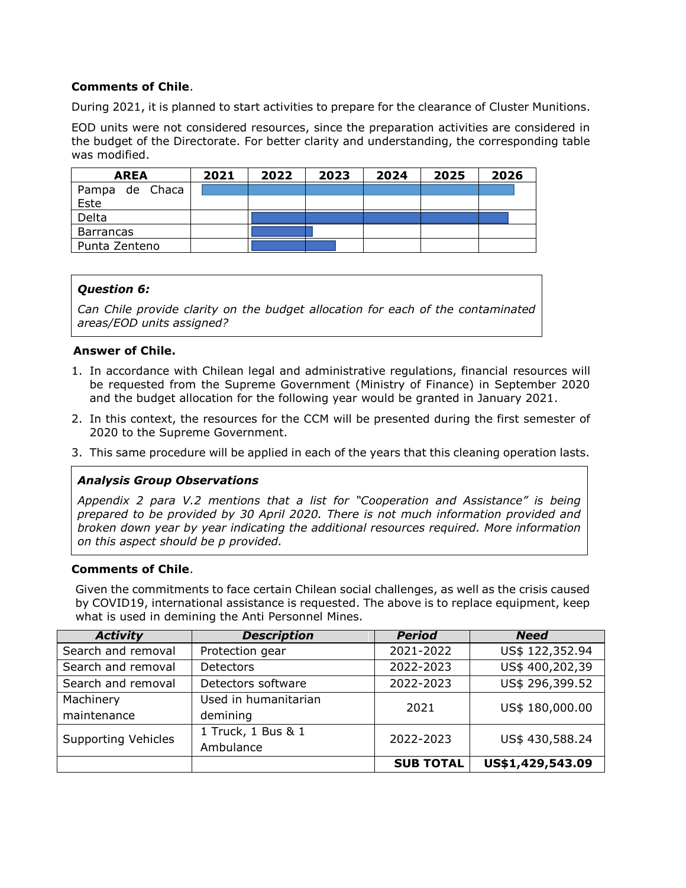**Comments of Chile**.

During 2021, it is planned to start activities to prepare for the clearance of Cluster Munitions.

EOD units were not considered resources, since the preparation activities are considered in the budget of the Directorate. For better clarity and understanding, the corresponding table was modified.

| AREA | 2021 | 2022 | 2023 | 2024 | 2025 | 2026 |
|---|---|---|---|---|---|---|
| Pampa de Chaca Este | ■ | ■ | ■ | ■ | ■ | ■ |
| Delta | | ■ | ■ | ■ | ■ | ■ |
| Barrancas | | ■ | | | | |
| Punta Zenteno | | ■ | ■ | | | |

> ***Question 6:***
>
> *Can Chile provide clarity on the budget allocation for each of the contaminated areas/EOD units assigned?*

**Answer of Chile.**

1. In accordance with Chilean legal and administrative regulations, financial resources will be requested from the Supreme Government (Ministry of Finance) in September 2020 and the budget allocation for the following year would be granted in January 2021.
2. In this context, the resources for the CCM will be presented during the first semester of 2020 to the Supreme Government.
3. This same procedure will be applied in each of the years that this cleaning operation lasts.

> ***Analysis Group Observations***
>
> *Appendix 2 para V.2 mentions that a list for "Cooperation and Assistance" is being prepared to be provided by 30 April 2020. There is not much information provided and broken down year by year indicating the additional resources required. More information on this aspect should be p provided.*

**Comments of Chile**.

Given the commitments to face certain Chilean social challenges, as well as the crisis caused by COVID19, international assistance is requested. The above is to replace equipment, keep what is used in demining the Anti Personnel Mines.

| *Activity* | *Description* | *Period* | *Need* |
|---|---|---|---|
| Search and removal | Protection gear | 2021-2022 | US$ 122,352.94 |
| Search and removal | Detectors | 2022-2023 | US$ 400,202,39 |
| Search and removal | Detectors software | 2022-2023 | US$ 296,399.52 |
| Machinery maintenance | Used in humanitarian demining | 2021 | US$ 180,000.00 |
| Supporting Vehicles | 1 Truck, 1 Bus & 1 Ambulance | 2022-2023 | US$ 430,588.24 |
| | | **SUB TOTAL** | **US$1,429,543.09** |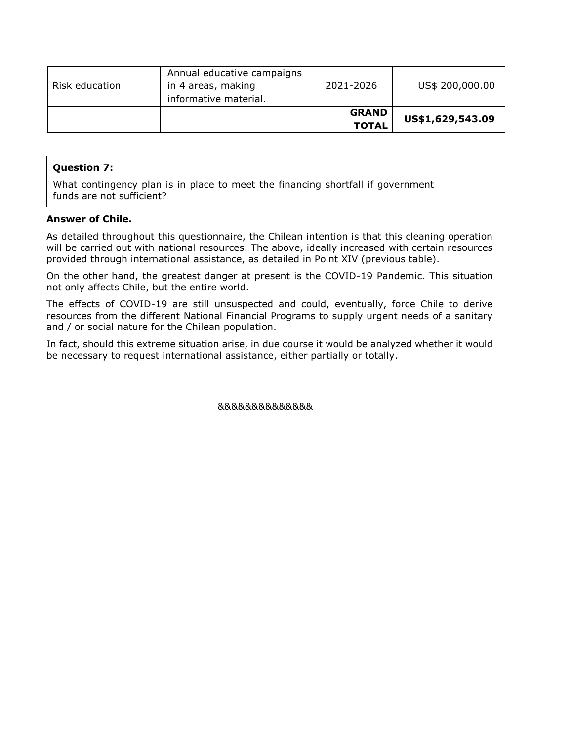| Risk education | Annual educative campaigns in 4 areas, making informative material. | 2021-2026 | US$ 200,000.00 |
| --- | --- | --- | --- |
| | | **GRAND TOTAL** | **US$1,629,543.09** |

**Question 7:**

What contingency plan is in place to meet the financing shortfall if government funds are not sufficient?

**Answer of Chile.**

As detailed throughout this questionnaire, the Chilean intention is that this cleaning operation will be carried out with national resources. The above, ideally increased with certain resources provided through international assistance, as detailed in Point XIV (previous table).

On the other hand, the greatest danger at present is the COVID-19 Pandemic. This situation not only affects Chile, but the entire world.

The effects of COVID-19 are still unsuspected and could, eventually, force Chile to derive resources from the different National Financial Programs to supply urgent needs of a sanitary and / or social nature for the Chilean population.

In fact, should this extreme situation arise, in due course it would be analyzed whether it would be necessary to request international assistance, either partially or totally.

&&&&&&&&&&&&&&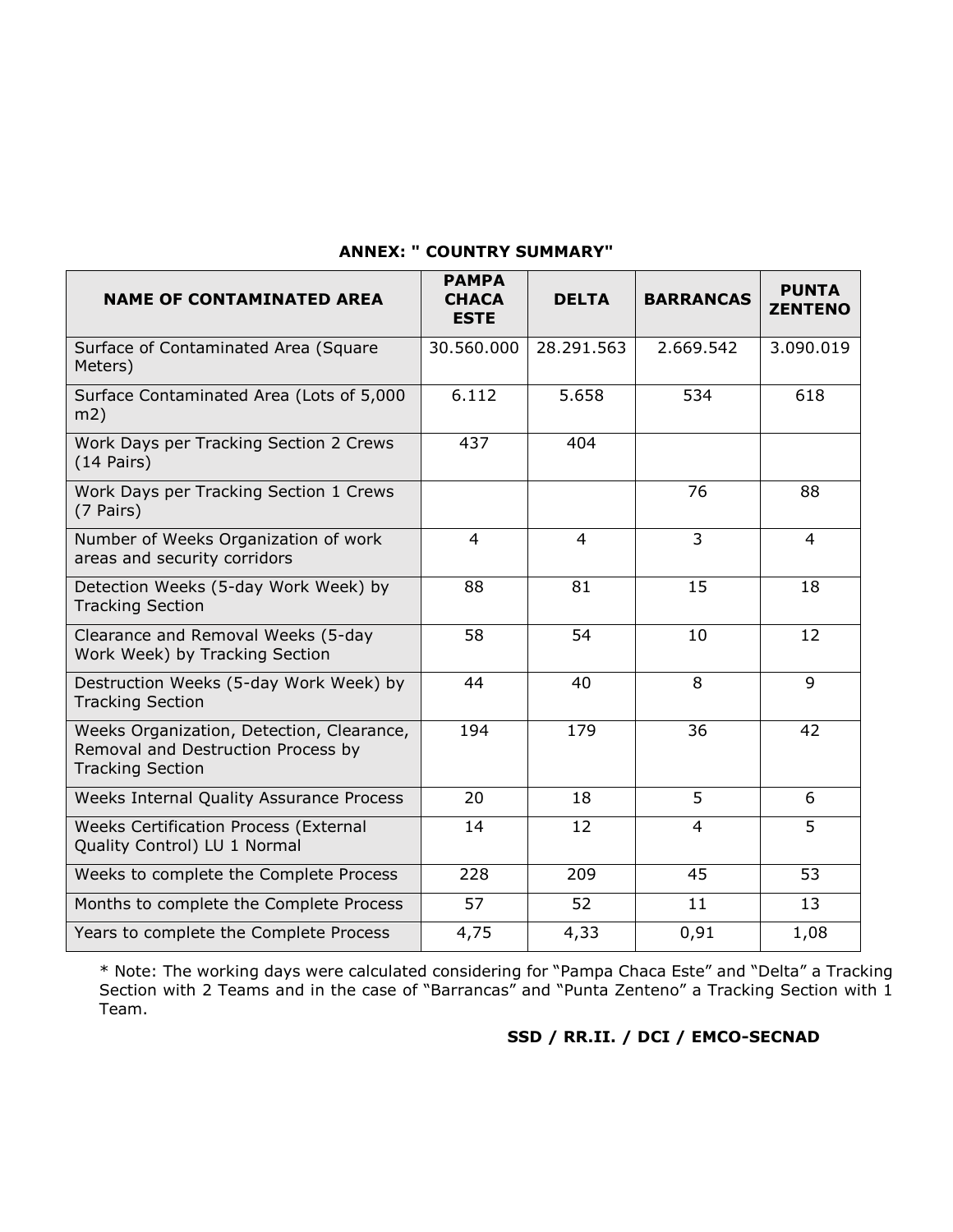**ANNEX: " COUNTRY SUMMARY"**

| NAME OF CONTAMINATED AREA | PAMPA CHACA ESTE | DELTA | BARRANCAS | PUNTA ZENTENO |
|---|---|---|---|---|
| Surface of Contaminated Area (Square Meters) | 30.560.000 | 28.291.563 | 2.669.542 | 3.090.019 |
| Surface Contaminated Area (Lots of 5,000 m2) | 6.112 | 5.658 | 534 | 618 |
| Work Days per Tracking Section 2 Crews (14 Pairs) | 437 | 404 | | |
| Work Days per Tracking Section 1 Crews (7 Pairs) | | | 76 | 88 |
| Number of Weeks Organization of work areas and security corridors | 4 | 4 | 3 | 4 |
| Detection Weeks (5-day Work Week) by Tracking Section | 88 | 81 | 15 | 18 |
| Clearance and Removal Weeks (5-day Work Week) by Tracking Section | 58 | 54 | 10 | 12 |
| Destruction Weeks (5-day Work Week) by Tracking Section | 44 | 40 | 8 | 9 |
| Weeks Organization, Detection, Clearance, Removal and Destruction Process by Tracking Section | 194 | 179 | 36 | 42 |
| Weeks Internal Quality Assurance Process | 20 | 18 | 5 | 6 |
| Weeks Certification Process (External Quality Control) LU 1 Normal | 14 | 12 | 4 | 5 |
| Weeks to complete the Complete Process | 228 | 209 | 45 | 53 |
| Months to complete the Complete Process | 57 | 52 | 11 | 13 |
| Years to complete the Complete Process | 4,75 | 4,33 | 0,91 | 1,08 |

* Note: The working days were calculated considering for "Pampa Chaca Este" and "Delta" a Tracking Section with 2 Teams and in the case of "Barrancas" and "Punta Zenteno" a Tracking Section with 1 Team.

**SSD / RR.II. / DCI / EMCO-SECNAD**